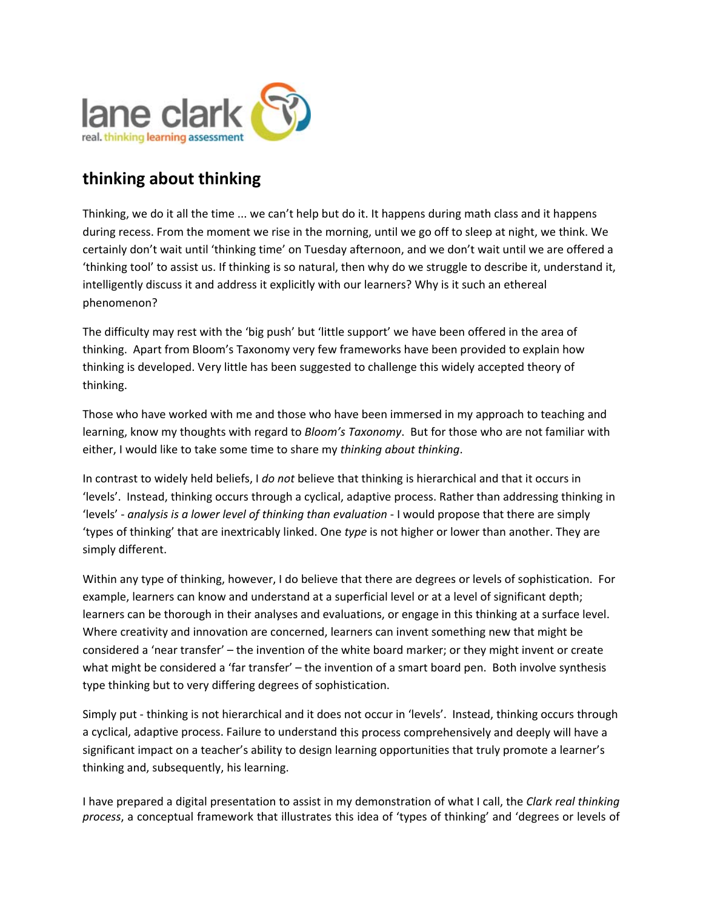lane clark

real. thinking learning assessment

## thinking about thinking

Thinking, we do it all the time ... we can't help but do it. It happens during math class and it happens during recess. From the moment we rise in the morning, until we go off to sleep at night, we think. We certainly don't wait until 'thinking time' on Tuesday afternoon, and we don't wait until we are offered a 'thinking tool' to assist us. If thinking is so natural, then why do we struggle to describe it, understand it, intelligently discuss it and address it explicitly with our learners? Why is it such an ethereal phenomenon?

The difficulty may rest with the 'big push' but 'little support' we have been offered in the area of thinking. Apart from Bloom's Taxonomy very few frameworks have been provided to explain how thinking is developed. Very little has been suggested to challenge this widely accepted theory of thinking.

Those who have worked with me and those who have been immersed in my approach to teaching and learning, know my thoughts with regard to *Bloom's Taxonomy*. But for those who are not familiar with either, I would like to take some time to share my *thinking about thinking*.

In contrast to widely held beliefs, I *do not* believe that thinking is hierarchical and that it occurs in 'levels'. Instead, thinking occurs through a cyclical, adaptive process. Rather than addressing thinking in 'levels' - *analysis is a lower level of thinking than evaluation* - I would propose that there are simply 'types of thinking' that are inextricably linked. One *type* is not higher or lower than another. They are simply different.

Within any type of thinking, however, I do believe that there are degrees or levels of sophistication. For example, learners can know and understand at a superficial level or at a level of significant depth; learners can be thorough in their analyses and evaluations, or engage in this thinking at a surface level. Where creativity and innovation are concerned, learners can invent something new that might be considered a 'near transfer' – the invention of the white board marker; or they might invent or create what might be considered a 'far transfer' – the invention of a smart board pen. Both involve synthesis type thinking but to very differing degrees of sophistication.

Simply put - thinking is not hierarchical and it does not occur in 'levels'. Instead, thinking occurs through a cyclical, adaptive process. Failure to understand this process comprehensively and deeply will have a significant impact on a teacher's ability to design learning opportunities that truly promote a learner's thinking and, subsequently, his learning.

I have prepared a digital presentation to assist in my demonstration of what I call, the *Clark real thinking process*, a conceptual framework that illustrates this idea of 'types of thinking' and 'degrees or levels of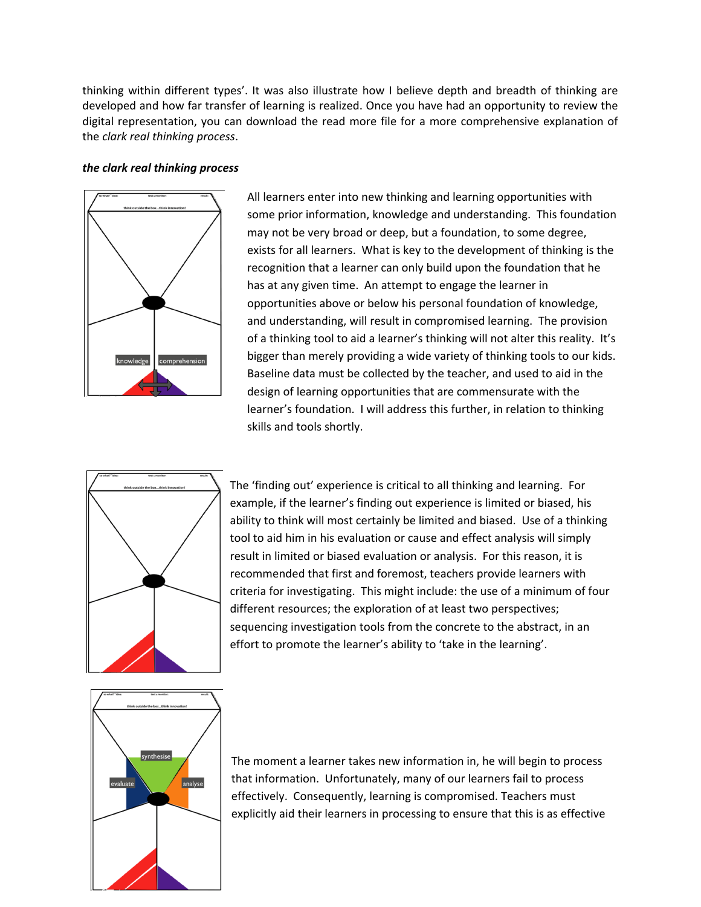thinking within different types'. It was also illustrate how I believe depth and breadth of thinking are developed and how far transfer of learning is realized. Once you have had an opportunity to review the digital representation, you can download the read more file for a more comprehensive explanation of the *clark real thinking process*.

***the clark real thinking process***

All learners enter into new thinking and learning opportunities with some prior information, knowledge and understanding. This foundation may not be very broad or deep, but a foundation, to some degree, exists for all learners. What is key to the development of thinking is the recognition that a learner can only build upon the foundation that he has at any given time. An attempt to engage the learner in opportunities above or below his personal foundation of knowledge, and understanding, will result in compromised learning. The provision of a thinking tool to aid a learner's thinking will not alter this reality. It's bigger than merely providing a wide variety of thinking tools to our kids. Baseline data must be collected by the teacher, and used to aid in the design of learning opportunities that are commensurate with the learner's foundation. I will address this further, in relation to thinking skills and tools shortly.

The 'finding out' experience is critical to all thinking and learning. For example, if the learner's finding out experience is limited or biased, his ability to think will most certainly be limited and biased. Use of a thinking tool to aid him in his evaluation or cause and effect analysis will simply result in limited or biased evaluation or analysis. For this reason, it is recommended that first and foremost, teachers provide learners with criteria for investigating. This might include: the use of a minimum of four different resources; the exploration of at least two perspectives; sequencing investigation tools from the concrete to the abstract, in an effort to promote the learner's ability to 'take in the learning'.

The moment a learner takes new information in, he will begin to process that information. Unfortunately, many of our learners fail to process effectively. Consequently, learning is compromised. Teachers must explicitly aid their learners in processing to ensure that this is as effective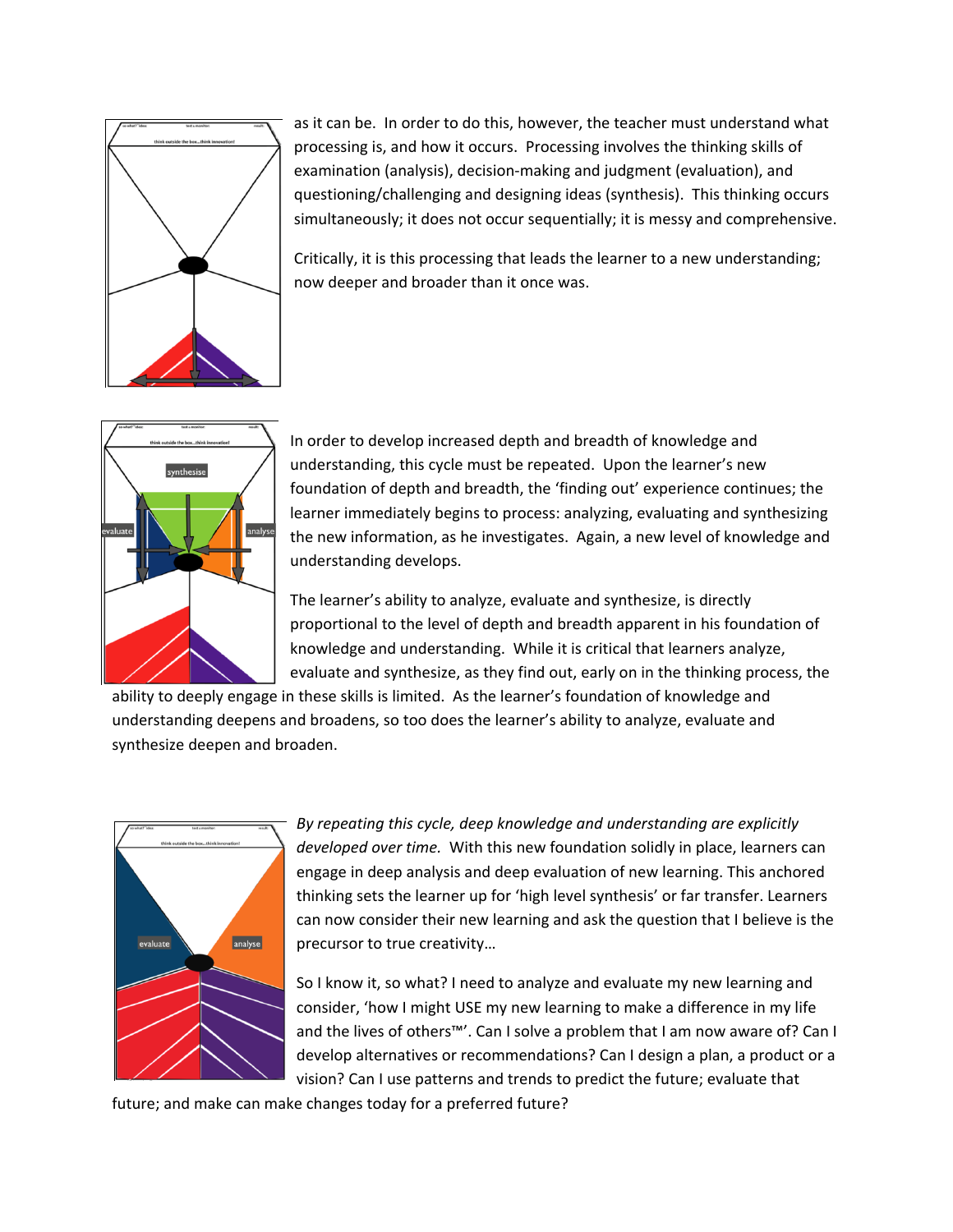as it can be. In order to do this, however, the teacher must understand what processing is, and how it occurs. Processing involves the thinking skills of examination (analysis), decision-making and judgment (evaluation), and questioning/challenging and designing ideas (synthesis). This thinking occurs simultaneously; it does not occur sequentially; it is messy and comprehensive.

Critically, it is this processing that leads the learner to a new understanding; now deeper and broader than it once was.

In order to develop increased depth and breadth of knowledge and understanding, this cycle must be repeated. Upon the learner's new foundation of depth and breadth, the 'finding out' experience continues; the learner immediately begins to process: analyzing, evaluating and synthesizing the new information, as he investigates. Again, a new level of knowledge and understanding develops.

The learner's ability to analyze, evaluate and synthesize, is directly proportional to the level of depth and breadth apparent in his foundation of knowledge and understanding. While it is critical that learners analyze, evaluate and synthesize, as they find out, early on in the thinking process, the ability to deeply engage in these skills is limited. As the learner's foundation of knowledge and understanding deepens and broadens, so too does the learner's ability to analyze, evaluate and synthesize deepen and broaden.

*By repeating this cycle, deep knowledge and understanding are explicitly developed over time.* With this new foundation solidly in place, learners can engage in deep analysis and deep evaluation of new learning. This anchored thinking sets the learner up for 'high level synthesis' or far transfer. Learners can now consider their new learning and ask the question that I believe is the precursor to true creativity…

So I know it, so what? I need to analyze and evaluate my new learning and consider, 'how I might USE my new learning to make a difference in my life and the lives of others™'. Can I solve a problem that I am now aware of? Can I develop alternatives or recommendations? Can I design a plan, a product or a vision? Can I use patterns and trends to predict the future; evaluate that future; and make can make changes today for a preferred future?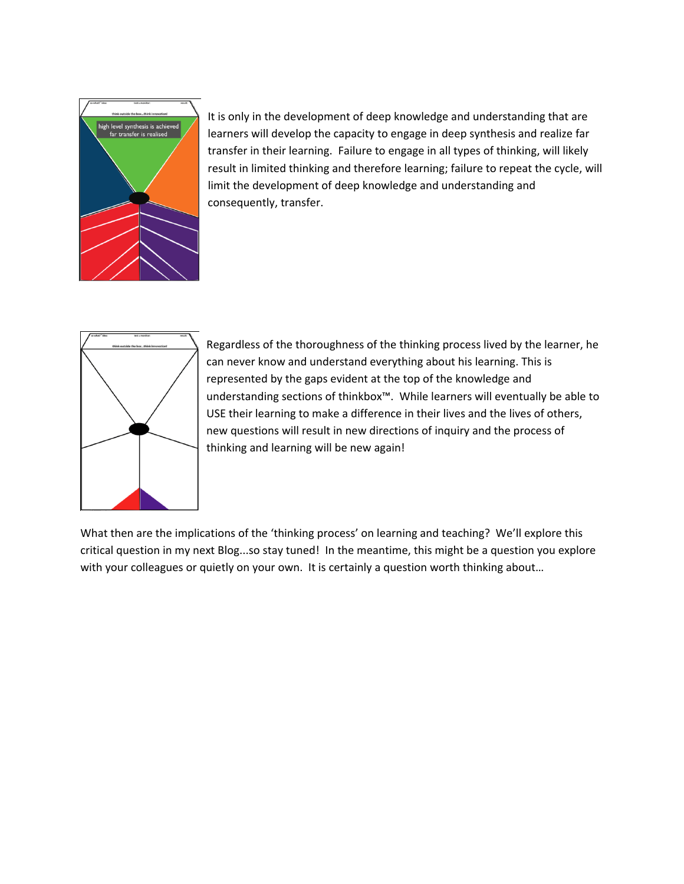It is only in the development of deep knowledge and understanding that are learners will develop the capacity to engage in deep synthesis and realize far transfer in their learning. Failure to engage in all types of thinking, will likely result in limited thinking and therefore learning; failure to repeat the cycle, will limit the development of deep knowledge and understanding and consequently, transfer.

Regardless of the thoroughness of the thinking process lived by the learner, he can never know and understand everything about his learning. This is represented by the gaps evident at the top of the knowledge and understanding sections of thinkbox™. While learners will eventually be able to USE their learning to make a difference in their lives and the lives of others, new questions will result in new directions of inquiry and the process of thinking and learning will be new again!

What then are the implications of the 'thinking process' on learning and teaching? We'll explore this critical question in my next Blog...so stay tuned! In the meantime, this might be a question you explore with your colleagues or quietly on your own. It is certainly a question worth thinking about…